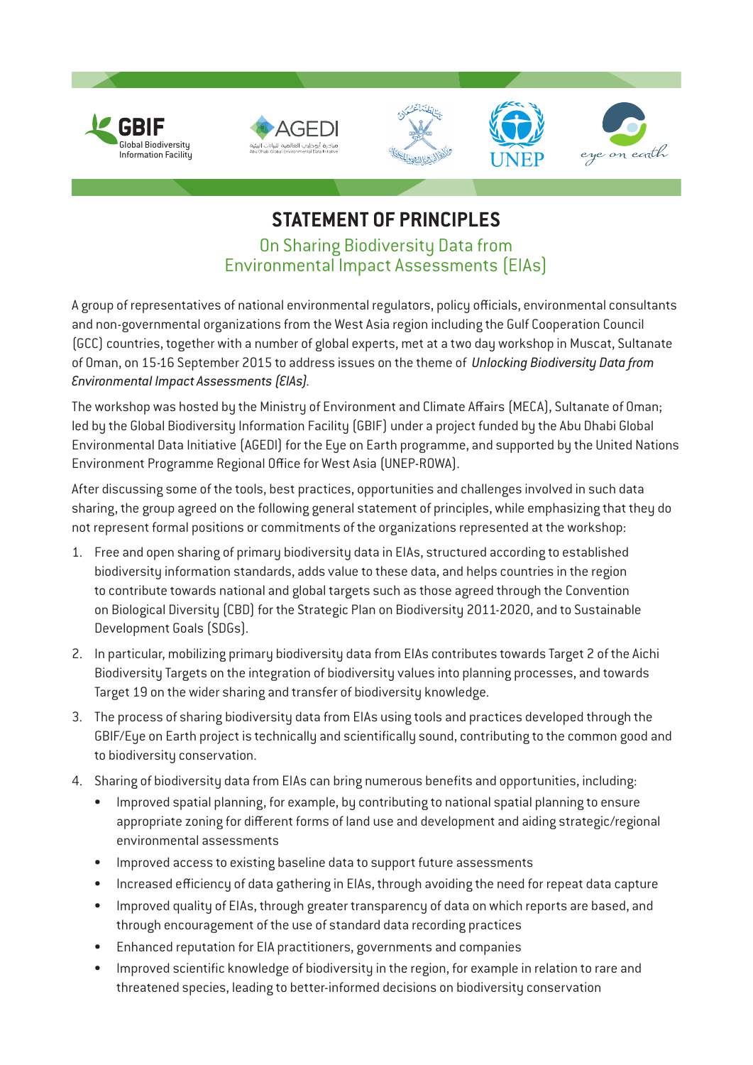# STATEMENT OF PRINCIPLES

## On Sharing Biodiversity Data from Environmental Impact Assessments (EIAs)

A group of representatives of national environmental regulators, policy officials, environmental consultants and non-governmental organizations from the West Asia region including the Gulf Cooperation Council (GCC) countries, together with a number of global experts, met at a two day workshop in Muscat, Sultanate of Oman, on 15-16 September 2015 to address issues on the theme of *Unlocking Biodiversity Data from Environmental Impact Assessments (EIAs)*.

The workshop was hosted by the Ministry of Environment and Climate Affairs (MECA), Sultanate of Oman; led by the Global Biodiversity Information Facility (GBIF) under a project funded by the Abu Dhabi Global Environmental Data Initiative (AGEDI) for the Eye on Earth programme, and supported by the United Nations Environment Programme Regional Office for West Asia (UNEP-ROWA).

After discussing some of the tools, best practices, opportunities and challenges involved in such data sharing, the group agreed on the following general statement of principles, while emphasizing that they do not represent formal positions or commitments of the organizations represented at the workshop:

1. Free and open sharing of primary biodiversity data in EIAs, structured according to established biodiversity information standards, adds value to these data, and helps countries in the region to contribute towards national and global targets such as those agreed through the Convention on Biological Diversity (CBD) for the Strategic Plan on Biodiversity 2011-2020, and to Sustainable Development Goals (SDGs).
2. In particular, mobilizing primary biodiversity data from EIAs contributes towards Target 2 of the Aichi Biodiversity Targets on the integration of biodiversity values into planning processes, and towards Target 19 on the wider sharing and transfer of biodiversity knowledge.
3. The process of sharing biodiversity data from EIAs using tools and practices developed through the GBIF/Eye on Earth project is technically and scientifically sound, contributing to the common good and to biodiversity conservation.
4. Sharing of biodiversity data from EIAs can bring numerous benefits and opportunities, including:
   - Improved spatial planning, for example, by contributing to national spatial planning to ensure appropriate zoning for different forms of land use and development and aiding strategic/regional environmental assessments
   - Improved access to existing baseline data to support future assessments
   - Increased efficiency of data gathering in EIAs, through avoiding the need for repeat data capture
   - Improved quality of EIAs, through greater transparency of data on which reports are based, and through encouragement of the use of standard data recording practices
   - Enhanced reputation for EIA practitioners, governments and companies
   - Improved scientific knowledge of biodiversity in the region, for example in relation to rare and threatened species, leading to better-informed decisions on biodiversity conservation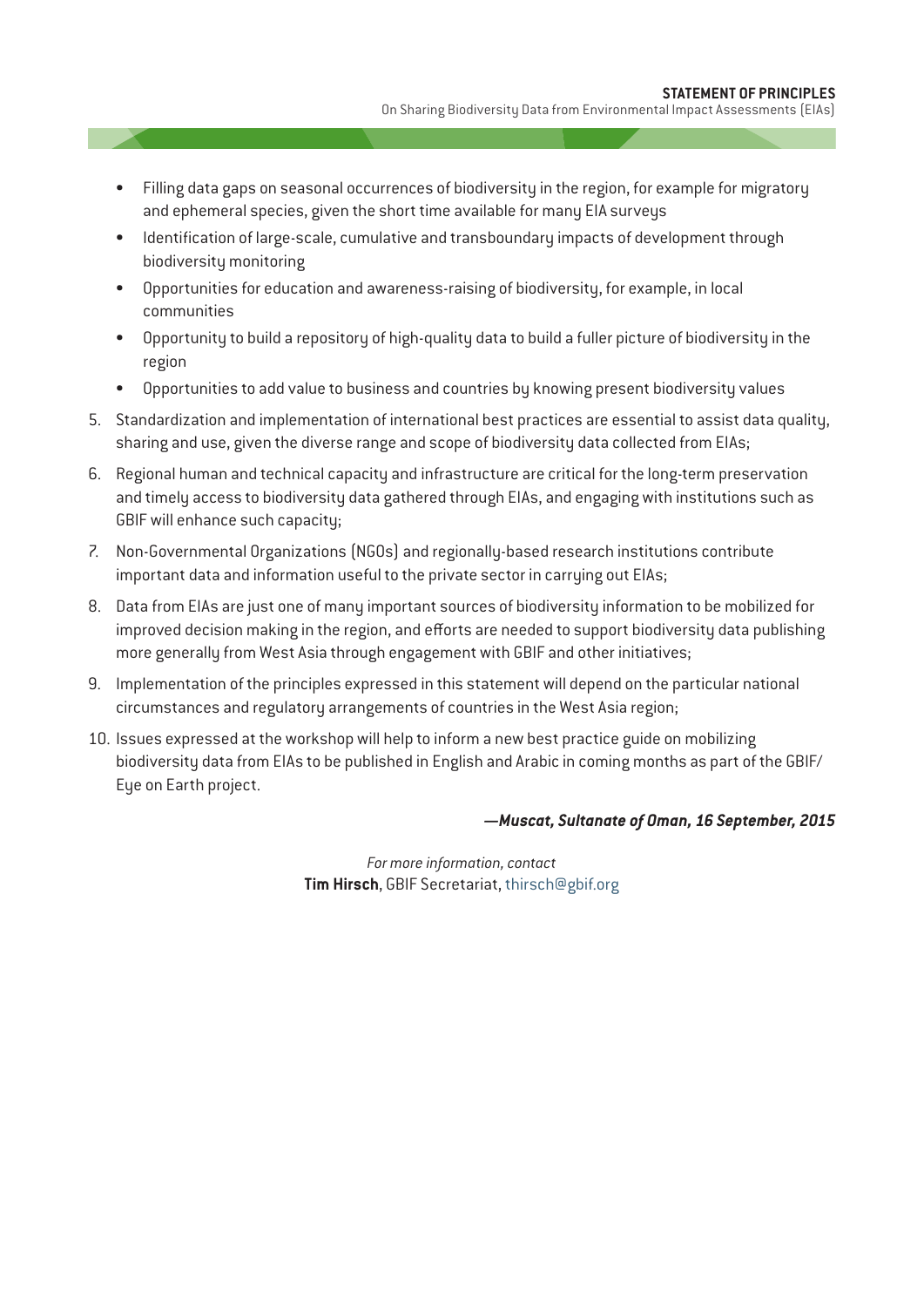- Filling data gaps on seasonal occurrences of biodiversity in the region, for example for migratory and ephemeral species, given the short time available for many EIA surveys
- Identification of large-scale, cumulative and transboundary impacts of development through biodiversity monitoring
- Opportunities for education and awareness-raising of biodiversity, for example, in local communities
- Opportunity to build a repository of high-quality data to build a fuller picture of biodiversity in the region
- Opportunities to add value to business and countries by knowing present biodiversity values

5. Standardization and implementation of international best practices are essential to assist data quality, sharing and use, given the diverse range and scope of biodiversity data collected from EIAs;
6. Regional human and technical capacity and infrastructure are critical for the long-term preservation and timely access to biodiversity data gathered through EIAs, and engaging with institutions such as GBIF will enhance such capacity;
7. Non-Governmental Organizations (NGOs) and regionally-based research institutions contribute important data and information useful to the private sector in carrying out EIAs;
8. Data from EIAs are just one of many important sources of biodiversity information to be mobilized for improved decision making in the region, and efforts are needed to support biodiversity data publishing more generally from West Asia through engagement with GBIF and other initiatives;
9. Implementation of the principles expressed in this statement will depend on the particular national circumstances and regulatory arrangements of countries in the West Asia region;
10. Issues expressed at the workshop will help to inform a new best practice guide on mobilizing biodiversity data from EIAs to be published in English and Arabic in coming months as part of the GBIF/ Eye on Earth project.

***—Muscat, Sultanate of Oman, 16 September, 2015***

*For more information, contact*
**Tim Hirsch**, GBIF Secretariat, thirsch@gbif.org